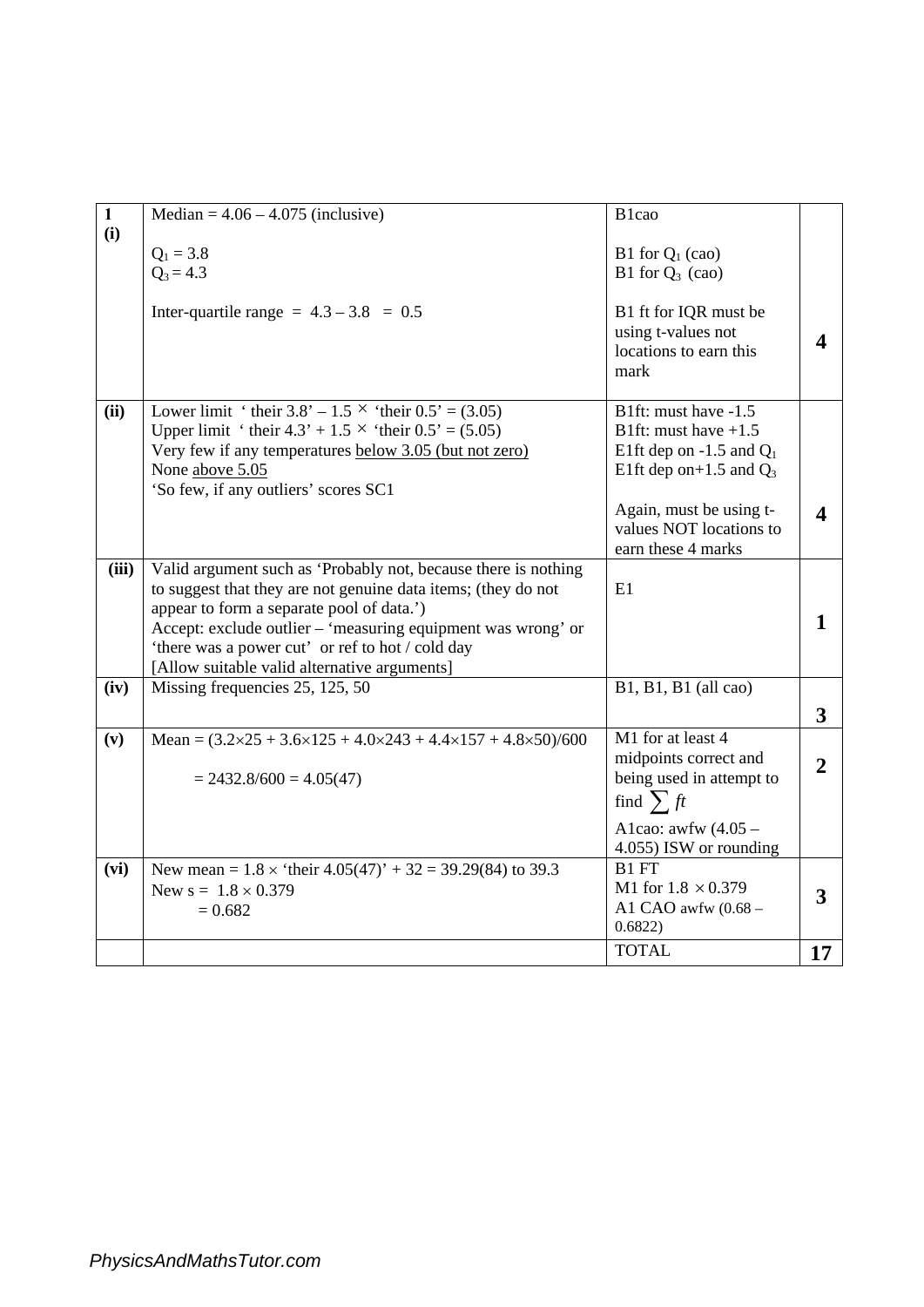| | | | |
|---|---|---|---|
| **1 (i)** | Median = 4.06 – 4.075 (inclusive)<br><br>$Q_1$ = 3.8<br>$Q_3$ = 4.3<br><br>Inter-quartile range = 4.3 – 3.8 = 0.5 | B1cao<br><br>B1 for $Q_1$ (cao)<br>B1 for $Q_3$ (cao)<br><br>B1 ft for IQR must be using t-values not locations to earn this mark | **4** |
| **(ii)** | Lower limit ' their 3.8' – 1.5 × 'their 0.5' = (3.05)<br>Upper limit ' their 4.3' + 1.5 × 'their 0.5' = (5.05)<br>Very few if any temperatures <u>below 3.05 (but not zero)</u><br>None <u>above 5.05</u><br>'So few, if any outliers' scores SC1 | B1ft: must have -1.5<br>B1ft: must have +1.5<br>E1ft dep on -1.5 and $Q_1$<br>E1ft dep on+1.5 and $Q_3$<br><br>Again, must be using t-values NOT locations to earn these 4 marks | **4** |
| **(iii)** | Valid argument such as 'Probably not, because there is nothing to suggest that they are not genuine data items; (they do not appear to form a separate pool of data.')<br>Accept: exclude outlier – 'measuring equipment was wrong' or 'there was a power cut' or ref to hot / cold day<br>[Allow suitable valid alternative arguments] | E1 | **1** |
| **(iv)** | Missing frequencies 25, 125, 50 | B1, B1, B1 (all cao) | **3** |
| **(v)** | Mean = $(3.2\times25 + 3.6\times125 + 4.0\times243 + 4.4\times157 + 4.8\times50)/600$<br><br>= 2432.8/600 = 4.05(47) | M1 for at least 4 midpoints correct and being used in attempt to find $\sum ft$<br>A1cao: awfw (4.05 – 4.055) ISW or rounding | **2** |
| **(vi)** | New mean = $1.8 \times$ 'their 4.05(47)' + 32 = 39.29(84) to 39.3<br>New s = $1.8 \times 0.379$<br>= 0.682 | B1 FT<br>M1 for $1.8 \times 0.379$<br>A1 CAO awfw (0.68 – 0.6822) | **3** |
| | | TOTAL | **17** |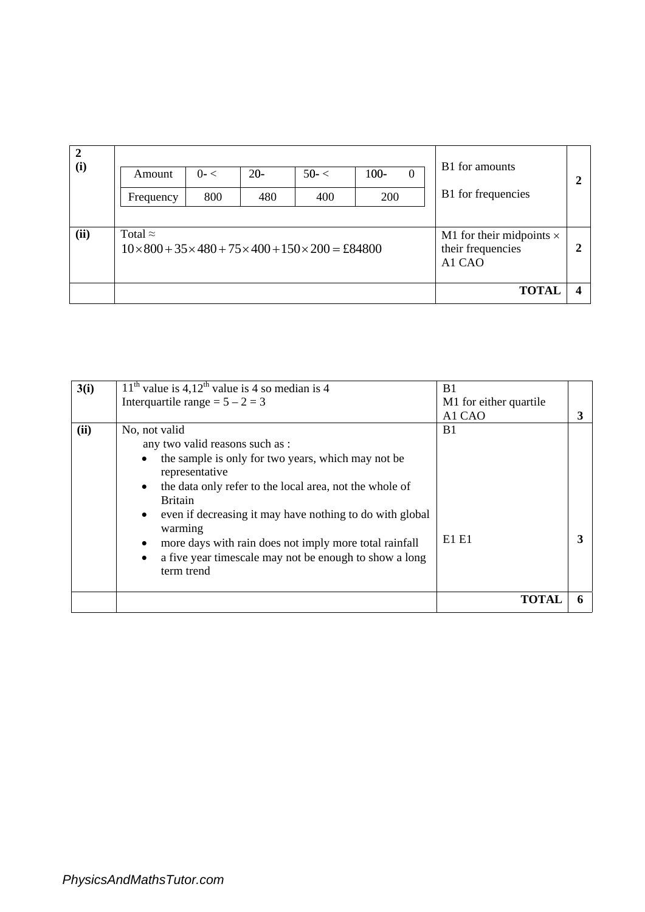| | | | |
|---|---|---|---|
| **2 (i)** | <table><tr><td>Amount</td><td>0- <</td><td>20-</td><td>50- <</td><td>100- 0</td></tr><tr><td>Frequency</td><td>800</td><td>480</td><td>400</td><td>200</td></tr></table> | B1 for amounts<br><br>B1 for frequencies | **2** |
| **(ii)** | Total ≈<br>$10 \times 800 + 35 \times 480 + 75 \times 400 + 150 \times 200 = £84800$ | M1 for their midpoints × their frequencies<br>A1 CAO | **2** |
| | | **TOTAL** | **4** |

| | | | |
|---|---|---|---|
| **3(i)** | 11th value is 4, 12th value is 4 so median is 4<br>Interquartile range = 5 – 2 = 3 | B1<br>M1 for either quartile<br>A1 CAO | **3** |
| **(ii)** | No, not valid<br>any two valid reasons such as :<br>• the sample is only for two years, which may not be representative<br>• the data only refer to the local area, not the whole of Britain<br>• even if decreasing it may have nothing to do with global warming<br>• more days with rain does not imply more total rainfall<br>• a five year timescale may not be enough to show a long term trend | B1<br><br><br><br><br><br>E1 E1 | **3** |
| | | **TOTAL** | **6** |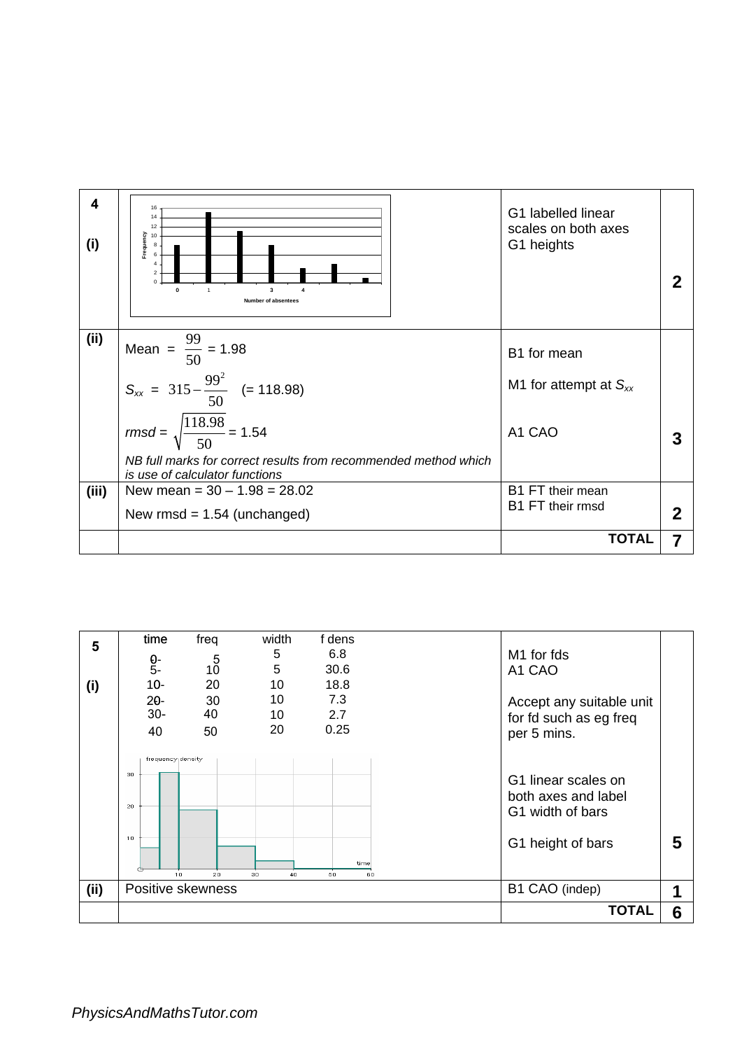| | | | |
|---|---|---|---|
| **4** **(i)** | 16<br>14<br>12<br>10<br>8<br>6<br>4<br>2<br>0<br>Frequency<br>0 1 3 4<br>Number of absentees | G1 labelled linear scales on both axes<br>G1 heights | **2** |
| **(ii)** | Mean = $\frac{99}{50}$ = 1.98<br><br>$S_{xx}$ = $315 - \frac{99^2}{50}$ (= 118.98)<br><br>*rmsd* = $\sqrt{\frac{118.98}{50}}$ = 1.54<br><br>*NB full marks for correct results from recommended method which is use of calculator functions* | B1 for mean<br><br>M1 for attempt at $S_{xx}$<br><br>A1 CAO | **3** |
| **(iii)** | New mean = 30 – 1.98 = 28.02<br><br>New rmsd = 1.54 (unchanged) | B1 FT their mean<br>B1 FT their rmsd | **2** |
| | | **TOTAL** | **7** |

| | | | |
|---|---|---|---|
| **5** **(i)** | time / freq / width / f dens<br>0- / 5 / 5 / 6.8<br>5- / 10 / 5 / 30.6<br>10- / 20 / 10 / 18.8<br>20- / 30 / 10 / 7.3<br>30- / 40 / 10 / 2.7<br>40 / 50 / 20 / 0.25<br><br>frequency density<br>30<br>20<br>10<br>0<br>10 20 30 40 50 60<br>time | M1 for fds<br>A1 CAO<br><br>Accept any suitable unit for fd such as eg freq per 5 mins.<br><br>G1 linear scales on both axes and label<br>G1 width of bars<br><br>G1 height of bars | **5** |
| **(ii)** | Positive skewness | B1 CAO (indep) | **1** |
| | | **TOTAL** | **6** |